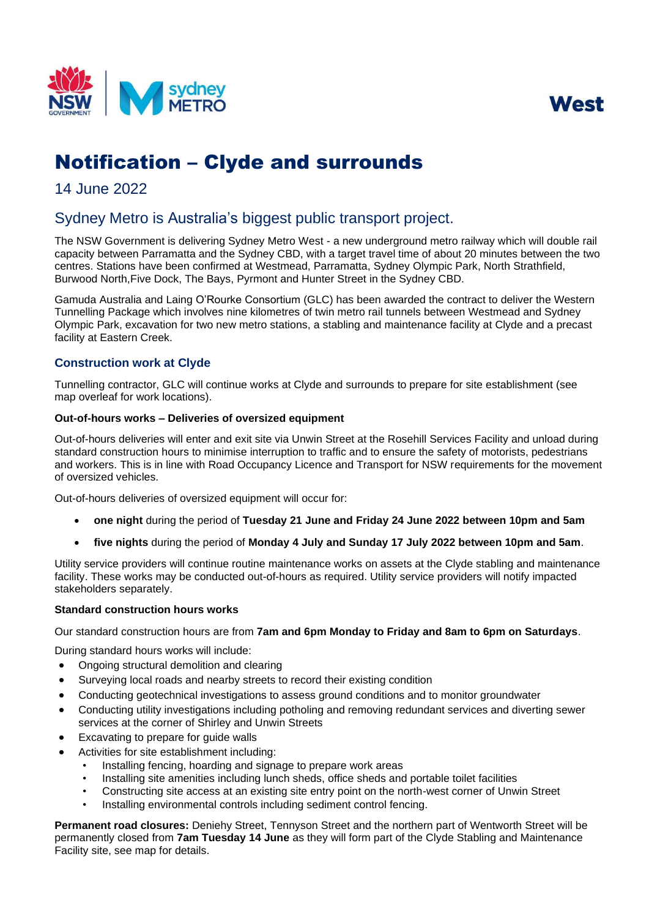# Notification – Clyde and surrounds

14 June 2022

## Sydney Metro is Australia's biggest public transport project.

The NSW Government is delivering Sydney Metro West - a new underground metro railway which will double rail capacity between Parramatta and the Sydney CBD, with a target travel time of about 20 minutes between the two centres. Stations have been confirmed at Westmead, Parramatta, Sydney Olympic Park, North Strathfield, Burwood North,Five Dock, The Bays, Pyrmont and Hunter Street in the Sydney CBD.

Gamuda Australia and Laing O'Rourke Consortium (GLC) has been awarded the contract to deliver the Western Tunnelling Package which involves nine kilometres of twin metro rail tunnels between Westmead and Sydney Olympic Park, excavation for two new metro stations, a stabling and maintenance facility at Clyde and a precast facility at Eastern Creek.

### Construction work at Clyde

Tunnelling contractor, GLC will continue works at Clyde and surrounds to prepare for site establishment (see map overleaf for work locations).

**Out-of-hours works – Deliveries of oversized equipment**

Out-of-hours deliveries will enter and exit site via Unwin Street at the Rosehill Services Facility and unload during standard construction hours to minimise interruption to traffic and to ensure the safety of motorists, pedestrians and workers. This is in line with Road Occupancy Licence and Transport for NSW requirements for the movement of oversized vehicles.

Out-of-hours deliveries of oversized equipment will occur for:

- **one night** during the period of **Tuesday 21 June and Friday 24 June 2022 between 10pm and 5am**
- **five nights** during the period of **Monday 4 July and Sunday 17 July 2022 between 10pm and 5am**.

Utility service providers will continue routine maintenance works on assets at the Clyde stabling and maintenance facility. These works may be conducted out-of-hours as required. Utility service providers will notify impacted stakeholders separately.

**Standard construction hours works**

Our standard construction hours are from **7am and 6pm Monday to Friday and 8am to 6pm on Saturdays**.

During standard hours works will include:

- Ongoing structural demolition and clearing
- Surveying local roads and nearby streets to record their existing condition
- Conducting geotechnical investigations to assess ground conditions and to monitor groundwater
- Conducting utility investigations including potholing and removing redundant services and diverting sewer services at the corner of Shirley and Unwin Streets
- Excavating to prepare for guide walls
- Activities for site establishment including:
  - Installing fencing, hoarding and signage to prepare work areas
  - Installing site amenities including lunch sheds, office sheds and portable toilet facilities
  - Constructing site access at an existing site entry point on the north-west corner of Unwin Street
  - Installing environmental controls including sediment control fencing.

**Permanent road closures:** Deniehy Street, Tennyson Street and the northern part of Wentworth Street will be permanently closed from **7am Tuesday 14 June** as they will form part of the Clyde Stabling and Maintenance Facility site, see map for details.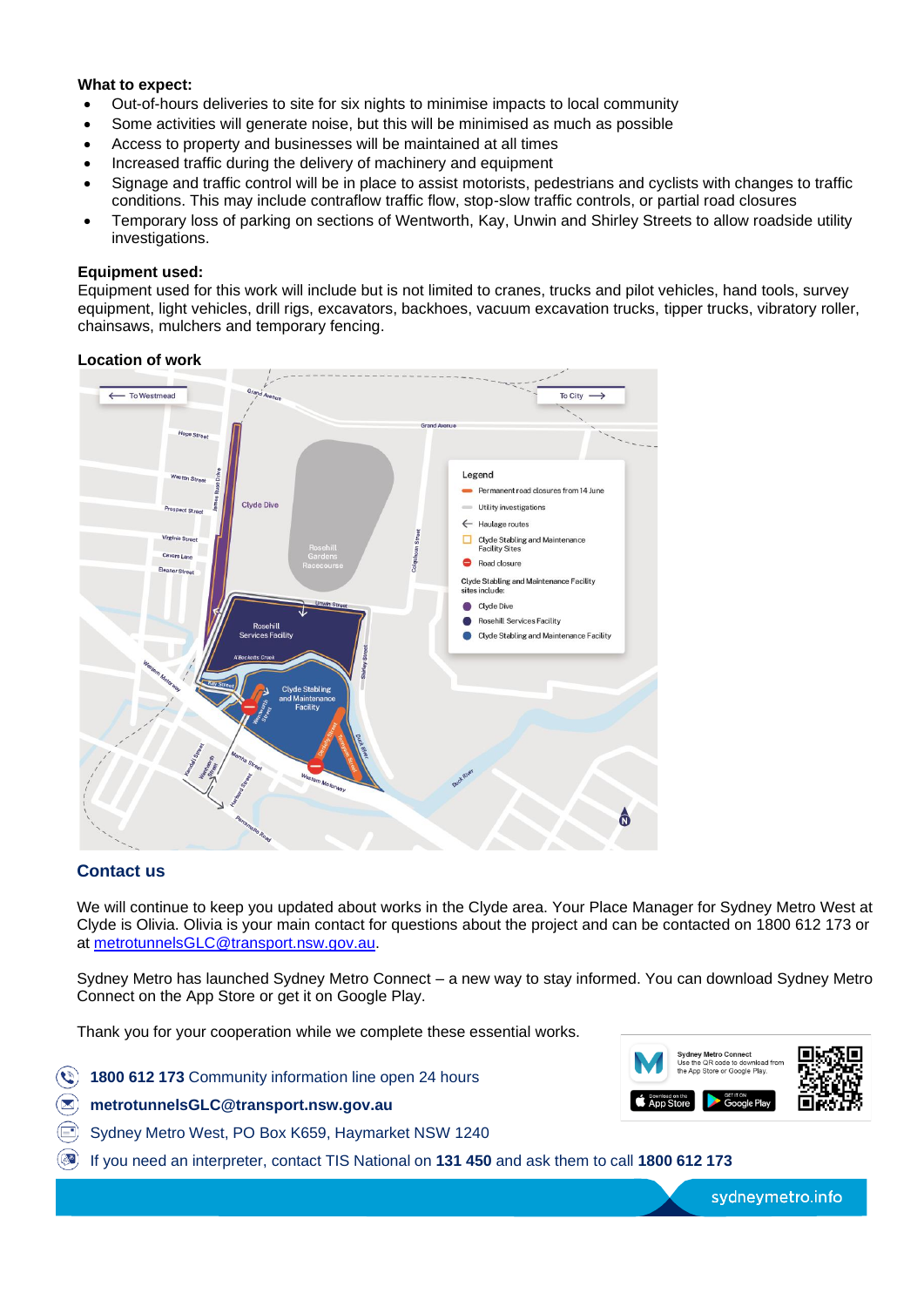**What to expect:**

- Out-of-hours deliveries to site for six nights to minimise impacts to local community
- Some activities will generate noise, but this will be minimised as much as possible
- Access to property and businesses will be maintained at all times
- Increased traffic during the delivery of machinery and equipment
- Signage and traffic control will be in place to assist motorists, pedestrians and cyclists with changes to traffic conditions. This may include contraflow traffic flow, stop-slow traffic controls, or partial road closures
- Temporary loss of parking on sections of Wentworth, Kay, Unwin and Shirley Streets to allow roadside utility investigations.

**Equipment used:**

Equipment used for this work will include but is not limited to cranes, trucks and pilot vehicles, hand tools, survey equipment, light vehicles, drill rigs, excavators, backhoes, vacuum excavation trucks, tipper trucks, vibratory roller, chainsaws, mulchers and temporary fencing.

**Location of work**

To Westmead
To City
Legend
Permanent road closures from 14 June
Utility investigations
Haulage routes
Clyde Stabling and Maintenance Facility Sites
Road closure
Clyde Stabling and Maintenance Facility sites include:
Clyde Dive
Rosehill Services Facility
Clyde Stabling and Maintenance Facility

## Contact us

We will continue to keep you updated about works in the Clyde area. Your Place Manager for Sydney Metro West at Clyde is Olivia. Olivia is your main contact for questions about the project and can be contacted on 1800 612 173 or at metrotunnelsGLC@transport.nsw.gov.au.

Sydney Metro has launched Sydney Metro Connect – a new way to stay informed. You can download Sydney Metro Connect on the App Store or get it on Google Play.

Thank you for your cooperation while we complete these essential works.

Sydney Metro Connect
Use the QR code to download from the App Store or Google Play.

**1800 612 173** Community information line open 24 hours

**metrotunnelsGLC@transport.nsw.gov.au**

Sydney Metro West, PO Box K659, Haymarket NSW 1240

If you need an interpreter, contact TIS National on **131 450** and ask them to call **1800 612 173**

sydneymetro.info